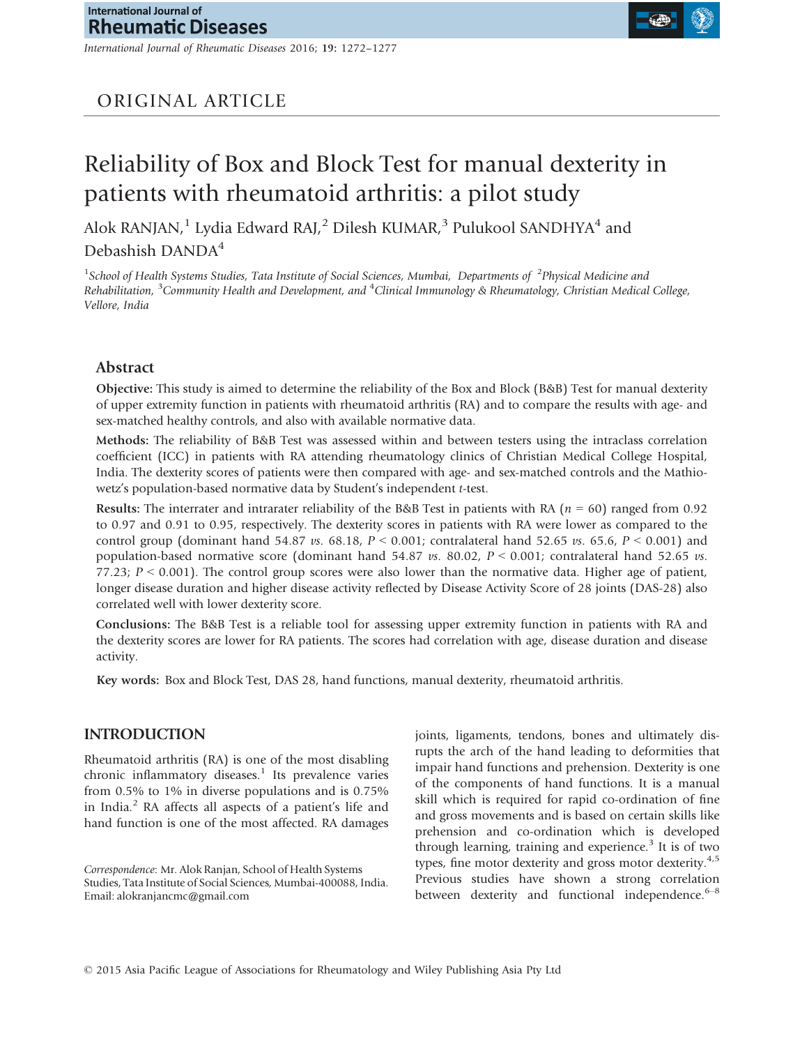ORIGINAL ARTICLE

# Reliability of Box and Block Test for manual dexterity in patients with rheumatoid arthritis: a pilot study

Alok RANJAN,[1] Lydia Edward RAJ,[2] Dilesh KUMAR,[3] Pulukool SANDHYA[4] and Debashish DANDA[4]

[1]*School of Health Systems Studies, Tata Institute of Social Sciences, Mumbai, Departments of* [2]*Physical Medicine and Rehabilitation,* [3]*Community Health and Development, and* [4]*Clinical Immunology & Rheumatology, Christian Medical College, Vellore, India*

## Abstract

**Objective:** This study is aimed to determine the reliability of the Box and Block (B&B) Test for manual dexterity of upper extremity function in patients with rheumatoid arthritis (RA) and to compare the results with age- and sex-matched healthy controls, and also with available normative data.

**Methods:** The reliability of B&B Test was assessed within and between testers using the intraclass correlation coefficient (ICC) in patients with RA attending rheumatology clinics of Christian Medical College Hospital, India. The dexterity scores of patients were then compared with age- and sex-matched controls and the Mathiowetz's population-based normative data by Student's independent *t*-test.

**Results:** The interrater and intrarater reliability of the B&B Test in patients with RA ($n = 60$) ranged from 0.92 to 0.97 and 0.91 to 0.95, respectively. The dexterity scores in patients with RA were lower as compared to the control group (dominant hand 54.87 *vs.* 68.18, $P < 0.001$; contralateral hand 52.65 *vs.* 65.6, $P < 0.001$) and population-based normative score (dominant hand 54.87 *vs.* 80.02, $P < 0.001$; contralateral hand 52.65 *vs.* 77.23; $P < 0.001$). The control group scores were also lower than the normative data. Higher age of patient, longer disease duration and higher disease activity reflected by Disease Activity Score of 28 joints (DAS-28) also correlated well with lower dexterity score.

**Conclusions:** The B&B Test is a reliable tool for assessing upper extremity function in patients with RA and the dexterity scores are lower for RA patients. The scores had correlation with age, disease duration and disease activity.

**Key words:** Box and Block Test, DAS 28, hand functions, manual dexterity, rheumatoid arthritis.

## INTRODUCTION

Rheumatoid arthritis (RA) is one of the most disabling chronic inflammatory diseases.[1] Its prevalence varies from 0.5% to 1% in diverse populations and is 0.75% in India.[2] RA affects all aspects of a patient's life and hand function is one of the most affected. RA damages joints, ligaments, tendons, bones and ultimately disrupts the arch of the hand leading to deformities that impair hand functions and prehension. Dexterity is one of the components of hand functions. It is a manual skill which is required for rapid co-ordination of fine and gross movements and is based on certain skills like prehension and co-ordination which is developed through learning, training and experience.[3] It is of two types, fine motor dexterity and gross motor dexterity.[4,5] Previous studies have shown a strong correlation between dexterity and functional independence.[6–8]

*Correspondence*: Mr. Alok Ranjan, School of Health Systems Studies, Tata Institute of Social Sciences, Mumbai-400088, India. Email: alokranjancmc@gmail.com

© 2015 Asia Pacific League of Associations for Rheumatology and Wiley Publishing Asia Pty Ltd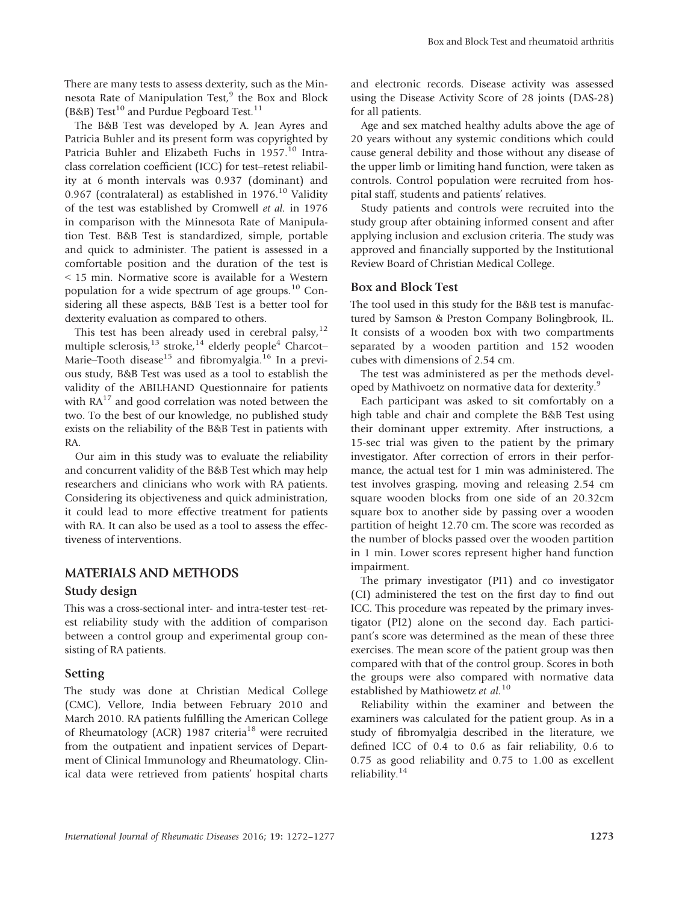There are many tests to assess dexterity, such as the Minnesota Rate of Manipulation Test,[9] the Box and Block (B&B) Test[10] and Purdue Pegboard Test.[11]

The B&B Test was developed by A. Jean Ayres and Patricia Buhler and its present form was copyrighted by Patricia Buhler and Elizabeth Fuchs in 1957.[10] Intraclass correlation coefficient (ICC) for test–retest reliability at 6 month intervals was 0.937 (dominant) and 0.967 (contralateral) as established in 1976.[10] Validity of the test was established by Cromwell *et al.* in 1976 in comparison with the Minnesota Rate of Manipulation Test. B&B Test is standardized, simple, portable and quick to administer. The patient is assessed in a comfortable position and the duration of the test is < 15 min. Normative score is available for a Western population for a wide spectrum of age groups.[10] Considering all these aspects, B&B Test is a better tool for dexterity evaluation as compared to others.

This test has been already used in cerebral palsy,[12] multiple sclerosis,[13] stroke,[14] elderly people[4] Charcot–Marie–Tooth disease[15] and fibromyalgia.[16] In a previous study, B&B Test was used as a tool to establish the validity of the ABILHAND Questionnaire for patients with RA[17] and good correlation was noted between the two. To the best of our knowledge, no published study exists on the reliability of the B&B Test in patients with RA.

Our aim in this study was to evaluate the reliability and concurrent validity of the B&B Test which may help researchers and clinicians who work with RA patients. Considering its objectiveness and quick administration, it could lead to more effective treatment for patients with RA. It can also be used as a tool to assess the effectiveness of interventions.

## MATERIALS AND METHODS

### Study design

This was a cross-sectional inter- and intra-tester test–retest reliability study with the addition of comparison between a control group and experimental group consisting of RA patients.

### Setting

The study was done at Christian Medical College (CMC), Vellore, India between February 2010 and March 2010. RA patients fulfilling the American College of Rheumatology (ACR) 1987 criteria[18] were recruited from the outpatient and inpatient services of Department of Clinical Immunology and Rheumatology. Clinical data were retrieved from patients' hospital charts and electronic records. Disease activity was assessed using the Disease Activity Score of 28 joints (DAS-28) for all patients.

Age and sex matched healthy adults above the age of 20 years without any systemic conditions which could cause general debility and those without any disease of the upper limb or limiting hand function, were taken as controls. Control population were recruited from hospital staff, students and patients' relatives.

Study patients and controls were recruited into the study group after obtaining informed consent and after applying inclusion and exclusion criteria. The study was approved and financially supported by the Institutional Review Board of Christian Medical College.

### Box and Block Test

The tool used in this study for the B&B test is manufactured by Samson & Preston Company Bolingbrook, IL. It consists of a wooden box with two compartments separated by a wooden partition and 152 wooden cubes with dimensions of 2.54 cm.

The test was administered as per the methods developed by Mathivoetz on normative data for dexterity.[9]

Each participant was asked to sit comfortably on a high table and chair and complete the B&B Test using their dominant upper extremity. After instructions, a 15-sec trial was given to the patient by the primary investigator. After correction of errors in their performance, the actual test for 1 min was administered. The test involves grasping, moving and releasing 2.54 cm square wooden blocks from one side of an 20.32cm square box to another side by passing over a wooden partition of height 12.70 cm. The score was recorded as the number of blocks passed over the wooden partition in 1 min. Lower scores represent higher hand function impairment.

The primary investigator (PI1) and co investigator (CI) administered the test on the first day to find out ICC. This procedure was repeated by the primary investigator (PI2) alone on the second day. Each participant's score was determined as the mean of these three exercises. The mean score of the patient group was then compared with that of the control group. Scores in both the groups were also compared with normative data established by Mathiowetz *et al.*[10]

Reliability within the examiner and between the examiners was calculated for the patient group. As in a study of fibromyalgia described in the literature, we defined ICC of 0.4 to 0.6 as fair reliability, 0.6 to 0.75 as good reliability and 0.75 to 1.00 as excellent reliability.[14]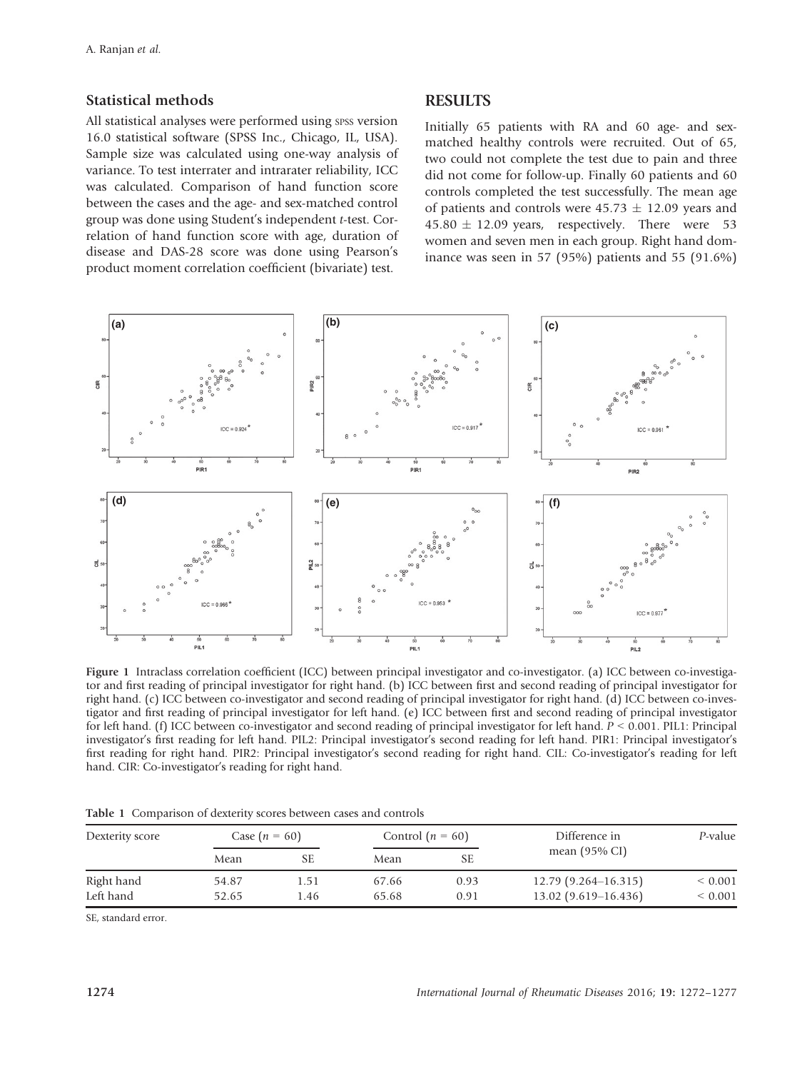## Statistical methods

All statistical analyses were performed using SPSS version 16.0 statistical software (SPSS Inc., Chicago, IL, USA). Sample size was calculated using one-way analysis of variance. To test interrater and intrarater reliability, ICC was calculated. Comparison of hand function score between the cases and the age- and sex-matched control group was done using Student's independent *t*-test. Correlation of hand function score with age, duration of disease and DAS-28 score was done using Pearson's product moment correlation coefficient (bivariate) test.

## RESULTS

Initially 65 patients with RA and 60 age- and sex-matched healthy controls were recruited. Out of 65, two could not complete the test due to pain and three did not come for follow-up. Finally 60 patients and 60 controls completed the test successfully. The mean age of patients and controls were $45.73 \pm 12.09$ years and $45.80 \pm 12.09$ years, respectively. There were 53 women and seven men in each group. Right hand dominance was seen in 57 (95%) patients and 55 (91.6%)

**Figure 1** Intraclass correlation coefficient (ICC) between principal investigator and co-investigator. (a) ICC between co-investigator and first reading of principal investigator for right hand. (b) ICC between first and second reading of principal investigator for right hand. (c) ICC between co-investigator and second reading of principal investigator for right hand. (d) ICC between co-investigator and first reading of principal investigator for left hand. (e) ICC between first and second reading of principal investigator for left hand. (f) ICC between co-investigator and second reading of principal investigator for left hand. $P < 0.001$. PIL1: Principal investigator's first reading for left hand. PIL2: Principal investigator's second reading for left hand. PIR1: Principal investigator's first reading for right hand. PIR2: Principal investigator's second reading for right hand. CIL: Co-investigator's reading for left hand. CIR: Co-investigator's reading for right hand.

**Table 1** Comparison of dexterity scores between cases and controls

| Dexterity score | Case ($n$ = 60) | | Control ($n$ = 60) | | Difference in mean (95% CI) | *P*-value |
|---|---|---|---|---|---|---|
| | Mean | SE | Mean | SE | | |
| Right hand | 54.87 | 1.51 | 67.66 | 0.93 | 12.79 (9.264–16.315) | < 0.001 |
| Left hand | 52.65 | 1.46 | 65.68 | 0.91 | 13.02 (9.619–16.436) | < 0.001 |

SE, standard error.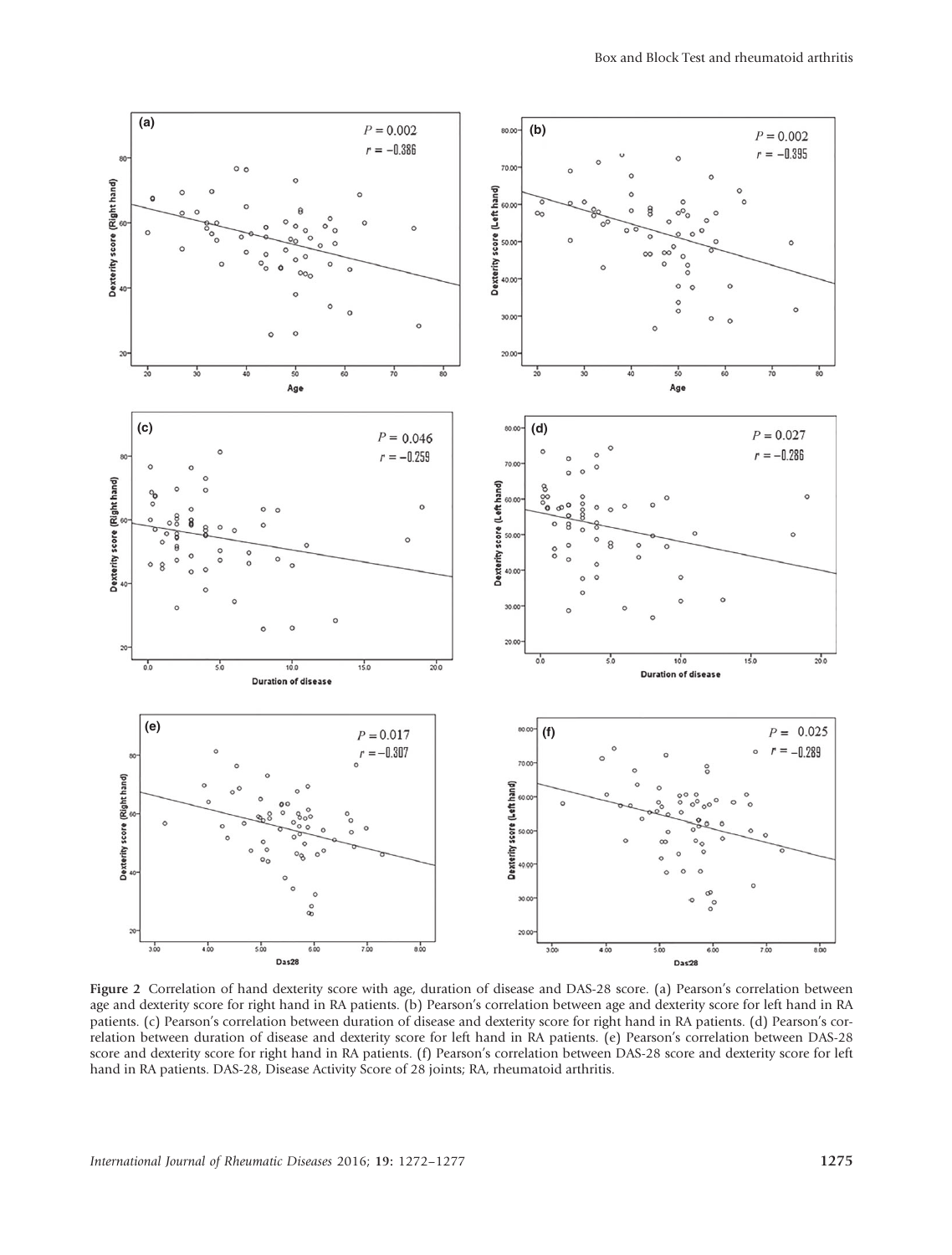**Figure 2** Correlation of hand dexterity score with age, duration of disease and DAS-28 score. (a) Pearson's correlation between age and dexterity score for right hand in RA patients. (b) Pearson's correlation between age and dexterity score for left hand in RA patients. (c) Pearson's correlation between duration of disease and dexterity score for right hand in RA patients. (d) Pearson's correlation between duration of disease and dexterity score for left hand in RA patients. (e) Pearson's correlation between DAS-28 score and dexterity score for right hand in RA patients. (f) Pearson's correlation between DAS-28 score and dexterity score for left hand in RA patients. DAS-28, Disease Activity Score of 28 joints; RA, rheumatoid arthritis.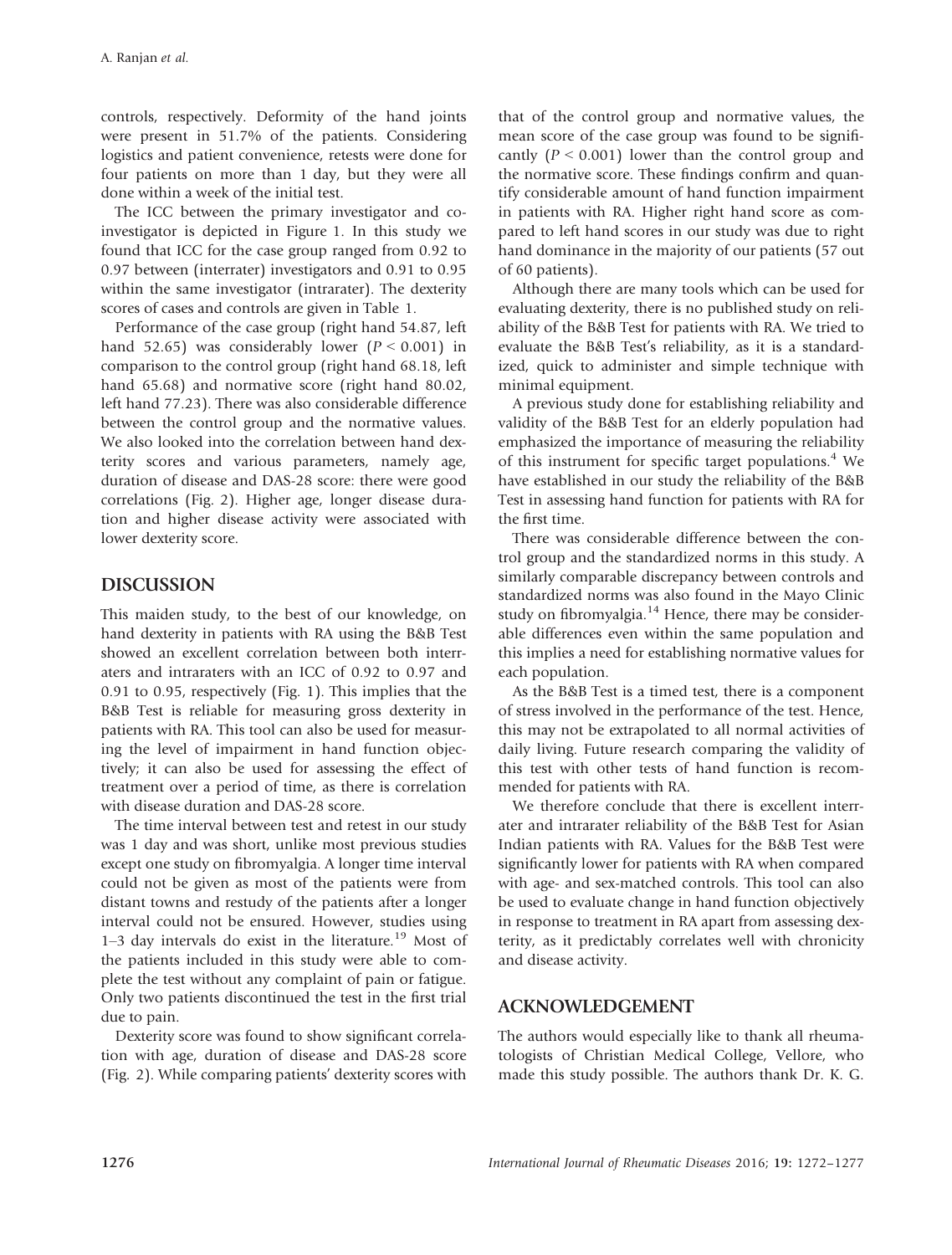controls, respectively. Deformity of the hand joints were present in 51.7% of the patients. Considering logistics and patient convenience, retests were done for four patients on more than 1 day, but they were all done within a week of the initial test.

The ICC between the primary investigator and co-investigator is depicted in Figure 1. In this study we found that ICC for the case group ranged from 0.92 to 0.97 between (interrater) investigators and 0.91 to 0.95 within the same investigator (intrarater). The dexterity scores of cases and controls are given in Table 1.

Performance of the case group (right hand 54.87, left hand 52.65) was considerably lower ($P < 0.001$) in comparison to the control group (right hand 68.18, left hand 65.68) and normative score (right hand 80.02, left hand 77.23). There was also considerable difference between the control group and the normative values. We also looked into the correlation between hand dexterity scores and various parameters, namely age, duration of disease and DAS-28 score: there were good correlations (Fig. 2). Higher age, longer disease duration and higher disease activity were associated with lower dexterity score.

## DISCUSSION

This maiden study, to the best of our knowledge, on hand dexterity in patients with RA using the B&B Test showed an excellent correlation between both interraters and intraraters with an ICC of 0.92 to 0.97 and 0.91 to 0.95, respectively (Fig. 1). This implies that the B&B Test is reliable for measuring gross dexterity in patients with RA. This tool can also be used for measuring the level of impairment in hand function objectively; it can also be used for assessing the effect of treatment over a period of time, as there is correlation with disease duration and DAS-28 score.

The time interval between test and retest in our study was 1 day and was short, unlike most previous studies except one study on fibromyalgia. A longer time interval could not be given as most of the patients were from distant towns and restudy of the patients after a longer interval could not be ensured. However, studies using 1–3 day intervals do exist in the literature.[19] Most of the patients included in this study were able to complete the test without any complaint of pain or fatigue. Only two patients discontinued the test in the first trial due to pain.

Dexterity score was found to show significant correlation with age, duration of disease and DAS-28 score (Fig. 2). While comparing patients' dexterity scores with that of the control group and normative values, the mean score of the case group was found to be significantly ($P < 0.001$) lower than the control group and the normative score. These findings confirm and quantify considerable amount of hand function impairment in patients with RA. Higher right hand score as compared to left hand scores in our study was due to right hand dominance in the majority of our patients (57 out of 60 patients).

Although there are many tools which can be used for evaluating dexterity, there is no published study on reliability of the B&B Test for patients with RA. We tried to evaluate the B&B Test's reliability, as it is a standardized, quick to administer and simple technique with minimal equipment.

A previous study done for establishing reliability and validity of the B&B Test for an elderly population had emphasized the importance of measuring the reliability of this instrument for specific target populations.[4] We have established in our study the reliability of the B&B Test in assessing hand function for patients with RA for the first time.

There was considerable difference between the control group and the standardized norms in this study. A similarly comparable discrepancy between controls and standardized norms was also found in the Mayo Clinic study on fibromyalgia.[14] Hence, there may be considerable differences even within the same population and this implies a need for establishing normative values for each population.

As the B&B Test is a timed test, there is a component of stress involved in the performance of the test. Hence, this may not be extrapolated to all normal activities of daily living. Future research comparing the validity of this test with other tests of hand function is recommended for patients with RA.

We therefore conclude that there is excellent interrater and intrarater reliability of the B&B Test for Asian Indian patients with RA. Values for the B&B Test were significantly lower for patients with RA when compared with age- and sex-matched controls. This tool can also be used to evaluate change in hand function objectively in response to treatment in RA apart from assessing dexterity, as it predictably correlates well with chronicity and disease activity.

## ACKNOWLEDGEMENT

The authors would especially like to thank all rheumatologists of Christian Medical College, Vellore, who made this study possible. The authors thank Dr. K. G.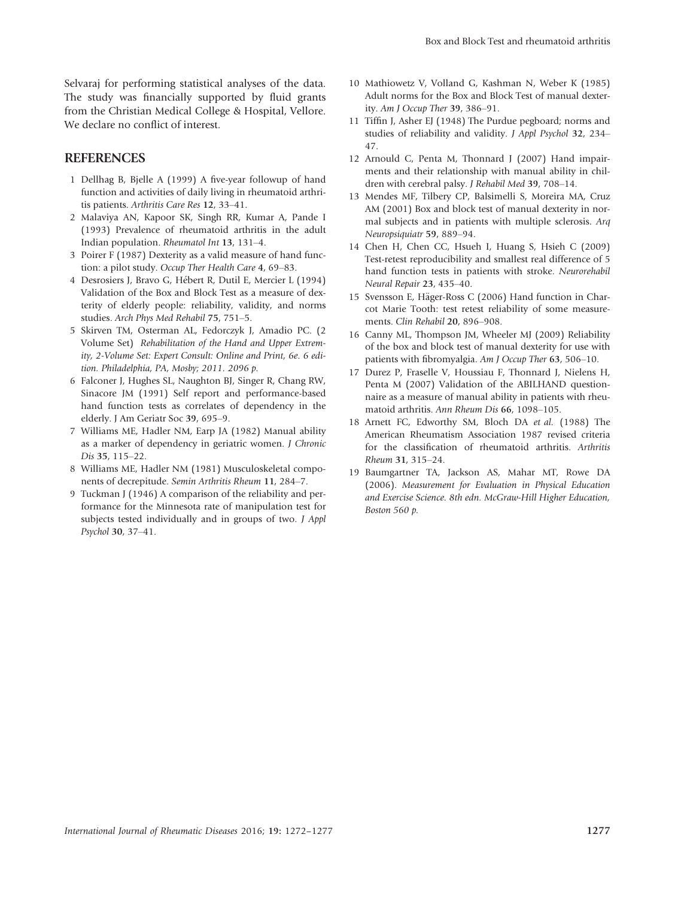Selvaraj for performing statistical analyses of the data. The study was financially supported by fluid grants from the Christian Medical College & Hospital, Vellore. We declare no conflict of interest.

## REFERENCES

1. Dellhag B, Bjelle A (1999) A five-year followup of hand function and activities of daily living in rheumatoid arthritis patients. *Arthritis Care Res* **12**, 33–41.
2. Malaviya AN, Kapoor SK, Singh RR, Kumar A, Pande I (1993) Prevalence of rheumatoid arthritis in the adult Indian population. *Rheumatol Int* **13**, 131–4.
3. Poirer F (1987) Dexterity as a valid measure of hand function: a pilot study. *Occup Ther Health Care* **4**, 69–83.
4. Desrosiers J, Bravo G, Hébert R, Dutil E, Mercier L (1994) Validation of the Box and Block Test as a measure of dexterity of elderly people: reliability, validity, and norms studies. *Arch Phys Med Rehabil* **75**, 751–5.
5. Skirven TM, Osterman AL, Fedorczyk J, Amadio PC. (2 Volume Set) *Rehabilitation of the Hand and Upper Extremity, 2-Volume Set: Expert Consult: Online and Print, 6e. 6 edition. Philadelphia, PA, Mosby; 2011. 2096 p.*
6. Falconer J, Hughes SL, Naughton BJ, Singer R, Chang RW, Sinacore JM (1991) Self report and performance-based hand function tests as correlates of dependency in the elderly. J Am Geriatr Soc **39**, 695–9.
7. Williams ME, Hadler NM, Earp JA (1982) Manual ability as a marker of dependency in geriatric women. *J Chronic Dis* **35**, 115–22.
8. Williams ME, Hadler NM (1981) Musculoskeletal components of decrepitude. *Semin Arthritis Rheum* **11**, 284–7.
9. Tuckman J (1946) A comparison of the reliability and performance for the Minnesota rate of manipulation test for subjects tested individually and in groups of two. *J Appl Psychol* **30**, 37–41.
10. Mathiowetz V, Volland G, Kashman N, Weber K (1985) Adult norms for the Box and Block Test of manual dexterity. *Am J Occup Ther* **39**, 386–91.
11. Tiffin J, Asher EJ (1948) The Purdue pegboard; norms and studies of reliability and validity. *J Appl Psychol* **32**, 234–47.
12. Arnould C, Penta M, Thonnard J (2007) Hand impairments and their relationship with manual ability in children with cerebral palsy. *J Rehabil Med* **39**, 708–14.
13. Mendes MF, Tilbery CP, Balsimelli S, Moreira MA, Cruz AM (2001) Box and block test of manual dexterity in normal subjects and in patients with multiple sclerosis. *Arq Neuropsiquiatr* **59**, 889–94.
14. Chen H, Chen CC, Hsueh I, Huang S, Hsieh C (2009) Test-retest reproducibility and smallest real difference of 5 hand function tests in patients with stroke. *Neurorehabil Neural Repair* **23**, 435–40.
15. Svensson E, Håger-Ross C (2006) Hand function in Charcot Marie Tooth: test retest reliability of some measurements. *Clin Rehabil* **20**, 896–908.
16. Canny ML, Thompson JM, Wheeler MJ (2009) Reliability of the box and block test of manual dexterity for use with patients with fibromyalgia. *Am J Occup Ther* **63**, 506–10.
17. Durez P, Fraselle V, Houssiau F, Thonnard J, Nielens H, Penta M (2007) Validation of the ABILHAND questionnaire as a measure of manual ability in patients with rheumatoid arthritis. *Ann Rheum Dis* **66**, 1098–105.
18. Arnett FC, Edworthy SM, Bloch DA *et al.* (1988) The American Rheumatism Association 1987 revised criteria for the classification of rheumatoid arthritis. *Arthritis Rheum* **31**, 315–24.
19. Baumgartner TA, Jackson AS, Mahar MT, Rowe DA (2006). *Measurement for Evaluation in Physical Education and Exercise Science. 8th edn. McGraw-Hill Higher Education, Boston 560 p.*